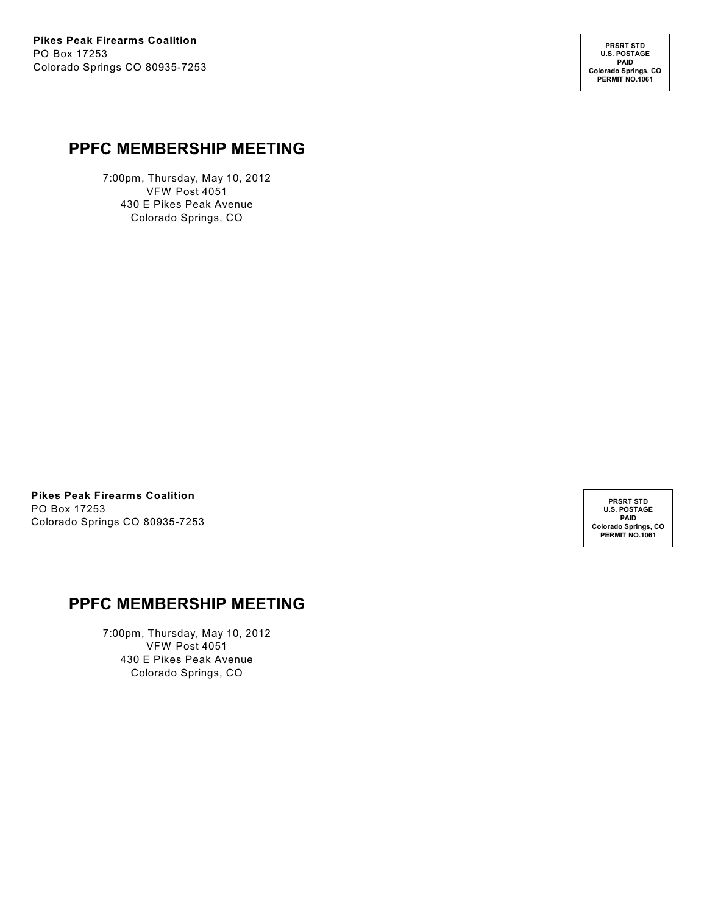**Pikes Peak Firearms Coalition**
PO Box 17253
Colorado Springs CO 80935-7253

**PRSRT STD**
**U.S. POSTAGE**
**PAID**
**Colorado Springs, CO**
**PERMIT NO.1061**

## PPFC MEMBERSHIP MEETING

7:00pm, Thursday, May 10, 2012
VFW Post 4051
430 E Pikes Peak Avenue
Colorado Springs, CO

**Pikes Peak Firearms Coalition**
PO Box 17253
Colorado Springs CO 80935-7253

**PRSRT STD**
**U.S. POSTAGE**
**PAID**
**Colorado Springs, CO**
**PERMIT NO.1061**

## PPFC MEMBERSHIP MEETING

7:00pm, Thursday, May 10, 2012
VFW Post 4051
430 E Pikes Peak Avenue
Colorado Springs, CO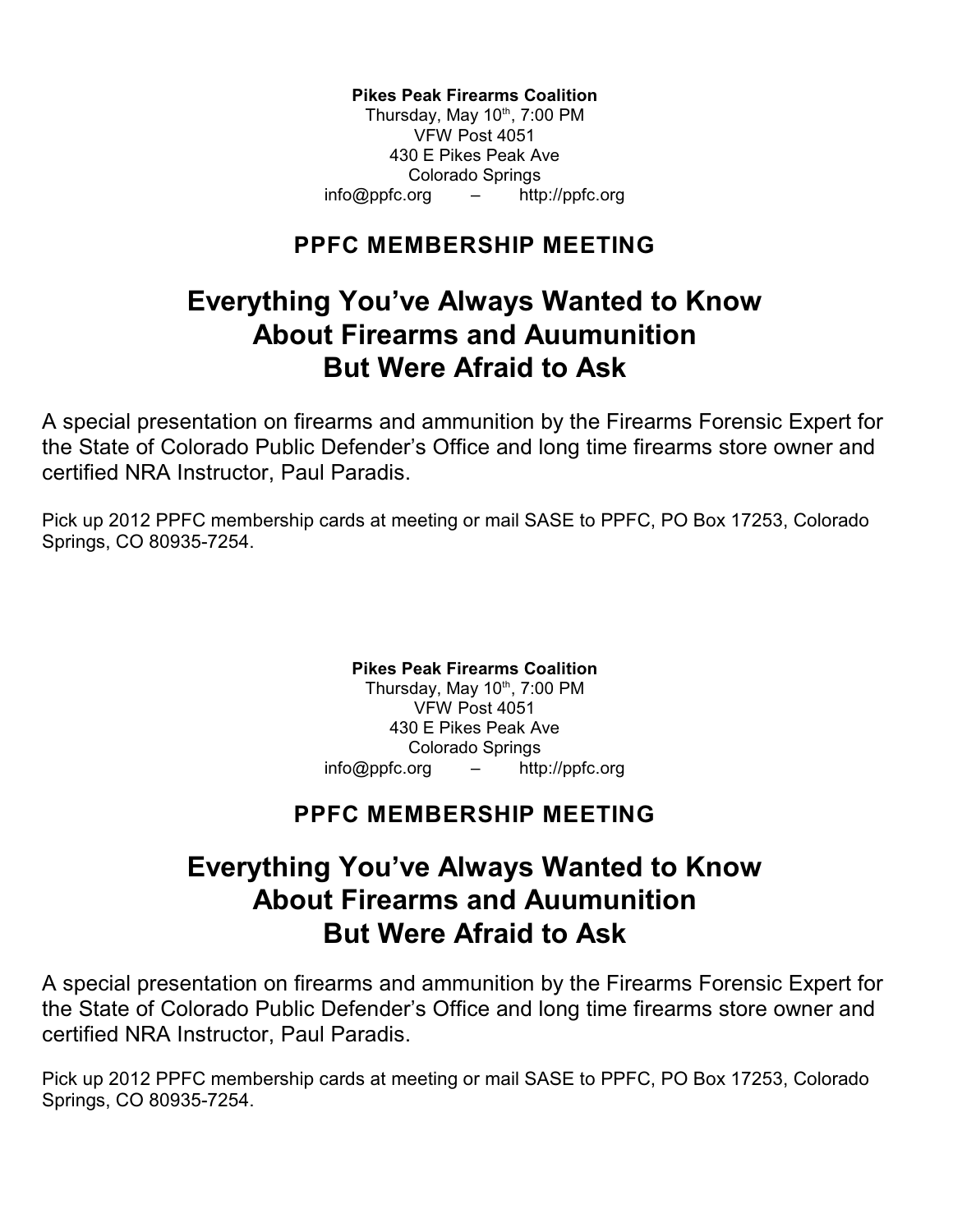**Pikes Peak Firearms Coalition**
Thursday, May 10th, 7:00 PM
VFW Post 4051
430 E Pikes Peak Ave
Colorado Springs
info@ppfc.org – http://ppfc.org

## PPFC MEMBERSHIP MEETING

# Everything You've Always Wanted to Know About Firearms and Auumunition But Were Afraid to Ask

A special presentation on firearms and ammunition by the Firearms Forensic Expert for the State of Colorado Public Defender's Office and long time firearms store owner and certified NRA Instructor, Paul Paradis.

Pick up 2012 PPFC membership cards at meeting or mail SASE to PPFC, PO Box 17253, Colorado Springs, CO 80935-7254.

**Pikes Peak Firearms Coalition**
Thursday, May 10th, 7:00 PM
VFW Post 4051
430 E Pikes Peak Ave
Colorado Springs
info@ppfc.org – http://ppfc.org

## PPFC MEMBERSHIP MEETING

# Everything You've Always Wanted to Know About Firearms and Auumunition But Were Afraid to Ask

A special presentation on firearms and ammunition by the Firearms Forensic Expert for the State of Colorado Public Defender's Office and long time firearms store owner and certified NRA Instructor, Paul Paradis.

Pick up 2012 PPFC membership cards at meeting or mail SASE to PPFC, PO Box 17253, Colorado Springs, CO 80935-7254.